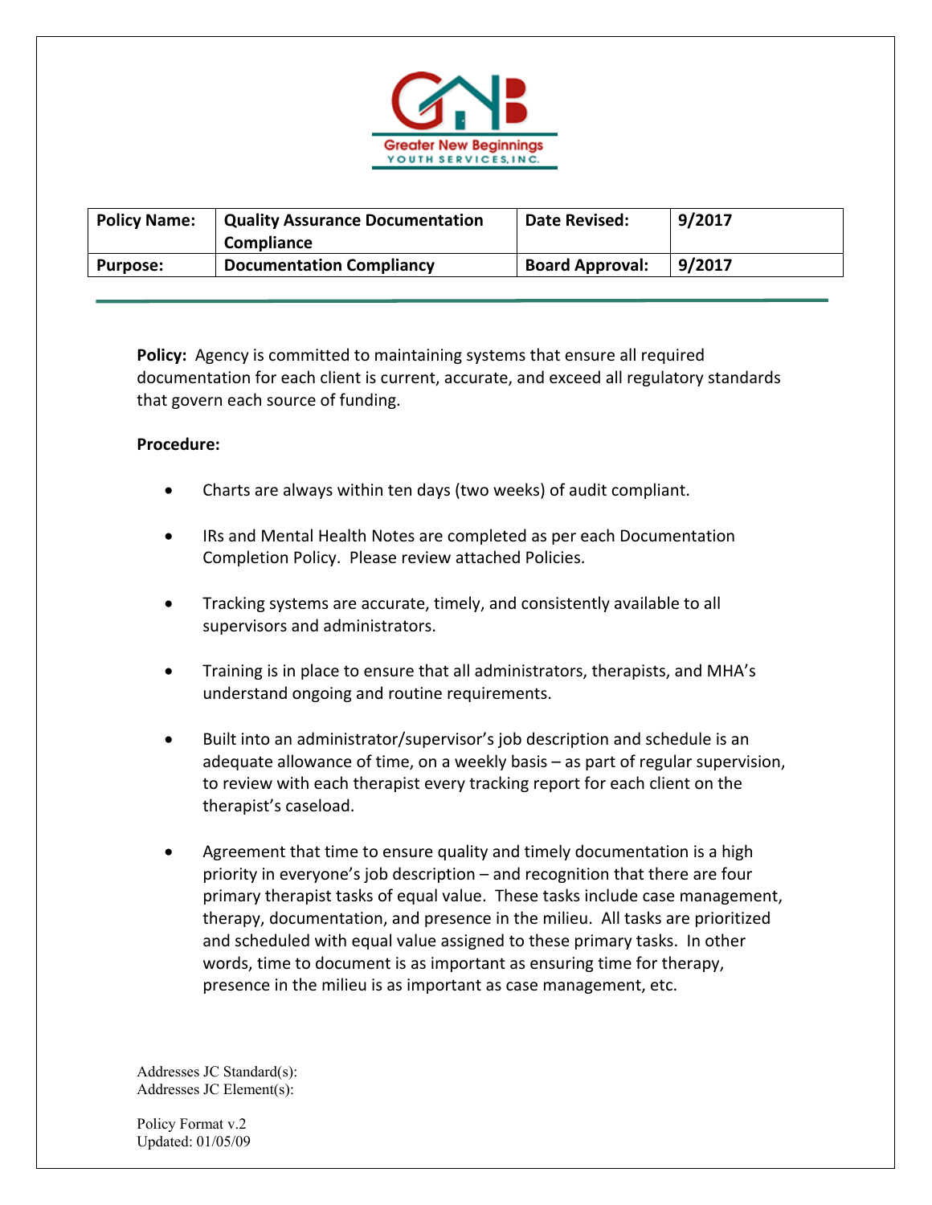Greater New Beginnings YOUTH SERVICES, INC.

| Policy Name: | Quality Assurance Documentation Compliance | Date Revised: | 9/2017 |
|---|---|---|---|
| Purpose: | Documentation Compliancy | Board Approval: | 9/2017 |

**Policy:** Agency is committed to maintaining systems that ensure all required documentation for each client is current, accurate, and exceed all regulatory standards that govern each source of funding.

**Procedure:**

- Charts are always within ten days (two weeks) of audit compliant.
- IRs and Mental Health Notes are completed as per each Documentation Completion Policy. Please review attached Policies.
- Tracking systems are accurate, timely, and consistently available to all supervisors and administrators.
- Training is in place to ensure that all administrators, therapists, and MHA's understand ongoing and routine requirements.
- Built into an administrator/supervisor's job description and schedule is an adequate allowance of time, on a weekly basis – as part of regular supervision, to review with each therapist every tracking report for each client on the therapist's caseload.
- Agreement that time to ensure quality and timely documentation is a high priority in everyone's job description – and recognition that there are four primary therapist tasks of equal value. These tasks include case management, therapy, documentation, and presence in the milieu. All tasks are prioritized and scheduled with equal value assigned to these primary tasks. In other words, time to document is as important as ensuring time for therapy, presence in the milieu is as important as case management, etc.

Addresses JC Standard(s):
Addresses JC Element(s):

Policy Format v.2
Updated: 01/05/09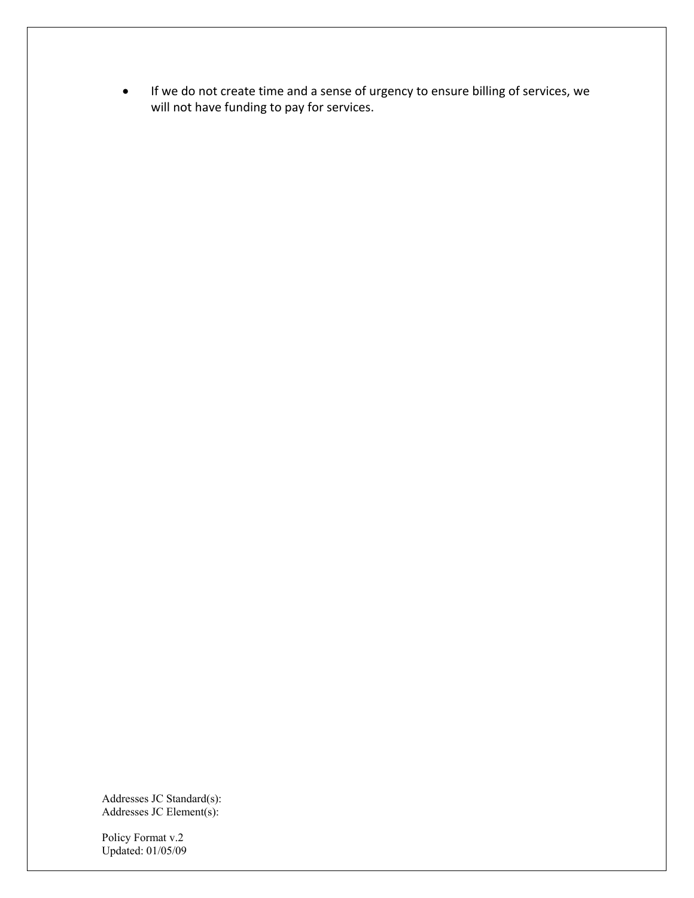- If we do not create time and a sense of urgency to ensure billing of services, we will not have funding to pay for services.

Addresses JC Standard(s):
Addresses JC Element(s):

Policy Format v.2
Updated: 01/05/09